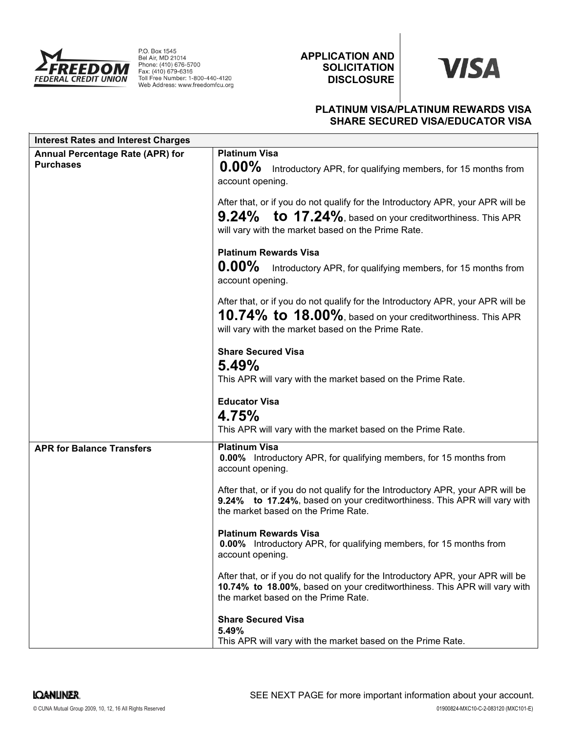**FREEDOM FEDERAL CREDIT UNION**

P.O. Box 1545
Bel Air, MD 21014
Phone: (410) 676-5700
Fax: (410) 679-6316
Toll Free Number: 1-800-440-4120
Web Address: www.freedomfcu.org

**APPLICATION AND SOLICITATION DISCLOSURE**

**VISA**

**PLATINUM VISA/PLATINUM REWARDS VISA**
**SHARE SECURED VISA/EDUCATOR VISA**

| **Interest Rates and Interest Charges** | |
|---|---|
| **Annual Percentage Rate (APR) for Purchases** | **Platinum Visa**<br>**0.00%** Introductory APR, for qualifying members, for 15 months from account opening.<br><br>After that, or if you do not qualify for the Introductory APR, your APR will be **9.24% to 17.24%**, based on your creditworthiness. This APR will vary with the market based on the Prime Rate.<br><br>**Platinum Rewards Visa**<br>**0.00%** Introductory APR, for qualifying members, for 15 months from account opening.<br><br>After that, or if you do not qualify for the Introductory APR, your APR will be **10.74% to 18.00%**, based on your creditworthiness. This APR will vary with the market based on the Prime Rate.<br><br>**Share Secured Visa**<br>**5.49%**<br>This APR will vary with the market based on the Prime Rate.<br><br>**Educator Visa**<br>**4.75%**<br>This APR will vary with the market based on the Prime Rate. |
| **APR for Balance Transfers** | **Platinum Visa**<br>**0.00%** Introductory APR, for qualifying members, for 15 months from account opening.<br><br>After that, or if you do not qualify for the Introductory APR, your APR will be **9.24% to 17.24%**, based on your creditworthiness. This APR will vary with the market based on the Prime Rate.<br><br>**Platinum Rewards Visa**<br>**0.00%** Introductory APR, for qualifying members, for 15 months from account opening.<br><br>After that, or if you do not qualify for the Introductory APR, your APR will be **10.74% to 18.00%**, based on your creditworthiness. This APR will vary with the market based on the Prime Rate.<br><br>**Share Secured Visa**<br>**5.49%**<br>This APR will vary with the market based on the Prime Rate. |

SEE NEXT PAGE for more important information about your account.

© CUNA Mutual Group 2009, 10, 12, 16 All Rights Reserved

01900824-MXC10-C-2-083120 (MXC101-E)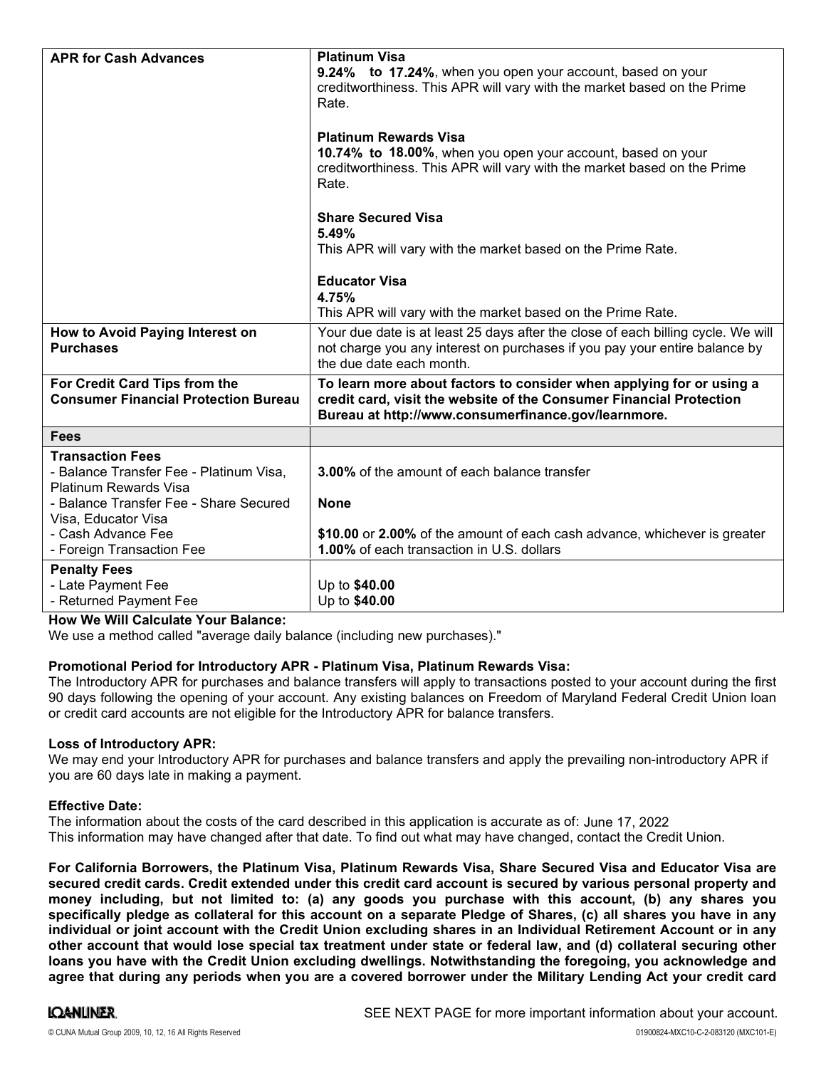| | |
|---|---|
| **APR for Cash Advances** | **Platinum Visa**<br>**9.24% to 17.24%**, when you open your account, based on your creditworthiness. This APR will vary with the market based on the Prime Rate.<br><br>**Platinum Rewards Visa**<br>**10.74% to 18.00%**, when you open your account, based on your creditworthiness. This APR will vary with the market based on the Prime Rate.<br><br>**Share Secured Visa**<br>**5.49%**<br>This APR will vary with the market based on the Prime Rate.<br><br>**Educator Visa**<br>**4.75%**<br>This APR will vary with the market based on the Prime Rate. |
| **How to Avoid Paying Interest on Purchases** | Your due date is at least 25 days after the close of each billing cycle. We will not charge you any interest on purchases if you pay your entire balance by the due date each month. |
| **For Credit Card Tips from the Consumer Financial Protection Bureau** | **To learn more about factors to consider when applying for or using a credit card, visit the website of the Consumer Financial Protection Bureau at http://www.consumerfinance.gov/learnmore.** |
| **Fees** | |
| **Transaction Fees**<br>- Balance Transfer Fee - Platinum Visa, Platinum Rewards Visa<br>- Balance Transfer Fee - Share Secured Visa, Educator Visa<br>- Cash Advance Fee<br>- Foreign Transaction Fee | <br>**3.00%** of the amount of each balance transfer<br><br>**None**<br><br>**$10.00** or **2.00%** of the amount of each cash advance, whichever is greater<br>**1.00%** of each transaction in U.S. dollars |
| **Penalty Fees**<br>- Late Payment Fee<br>- Returned Payment Fee | <br>Up to **$40.00**<br>Up to **$40.00** |

**How We Will Calculate Your Balance:**
We use a method called "average daily balance (including new purchases)."

**Promotional Period for Introductory APR - Platinum Visa, Platinum Rewards Visa:**
The Introductory APR for purchases and balance transfers will apply to transactions posted to your account during the first 90 days following the opening of your account. Any existing balances on Freedom of Maryland Federal Credit Union loan or credit card accounts are not eligible for the Introductory APR for balance transfers.

**Loss of Introductory APR:**
We may end your Introductory APR for purchases and balance transfers and apply the prevailing non-introductory APR if you are 60 days late in making a payment.

**Effective Date:**
The information about the costs of the card described in this application is accurate as of: June 17, 2022
This information may have changed after that date. To find out what may have changed, contact the Credit Union.

**For California Borrowers, the Platinum Visa, Platinum Rewards Visa, Share Secured Visa and Educator Visa are secured credit cards. Credit extended under this credit card account is secured by various personal property and money including, but not limited to: (a) any goods you purchase with this account, (b) any shares you specifically pledge as collateral for this account on a separate Pledge of Shares, (c) all shares you have in any individual or joint account with the Credit Union excluding shares in an Individual Retirement Account or in any other account that would lose special tax treatment under state or federal law, and (d) collateral securing other loans you have with the Credit Union excluding dwellings. Notwithstanding the foregoing, you acknowledge and agree that during any periods when you are a covered borrower under the Military Lending Act your credit card**

SEE NEXT PAGE for more important information about your account.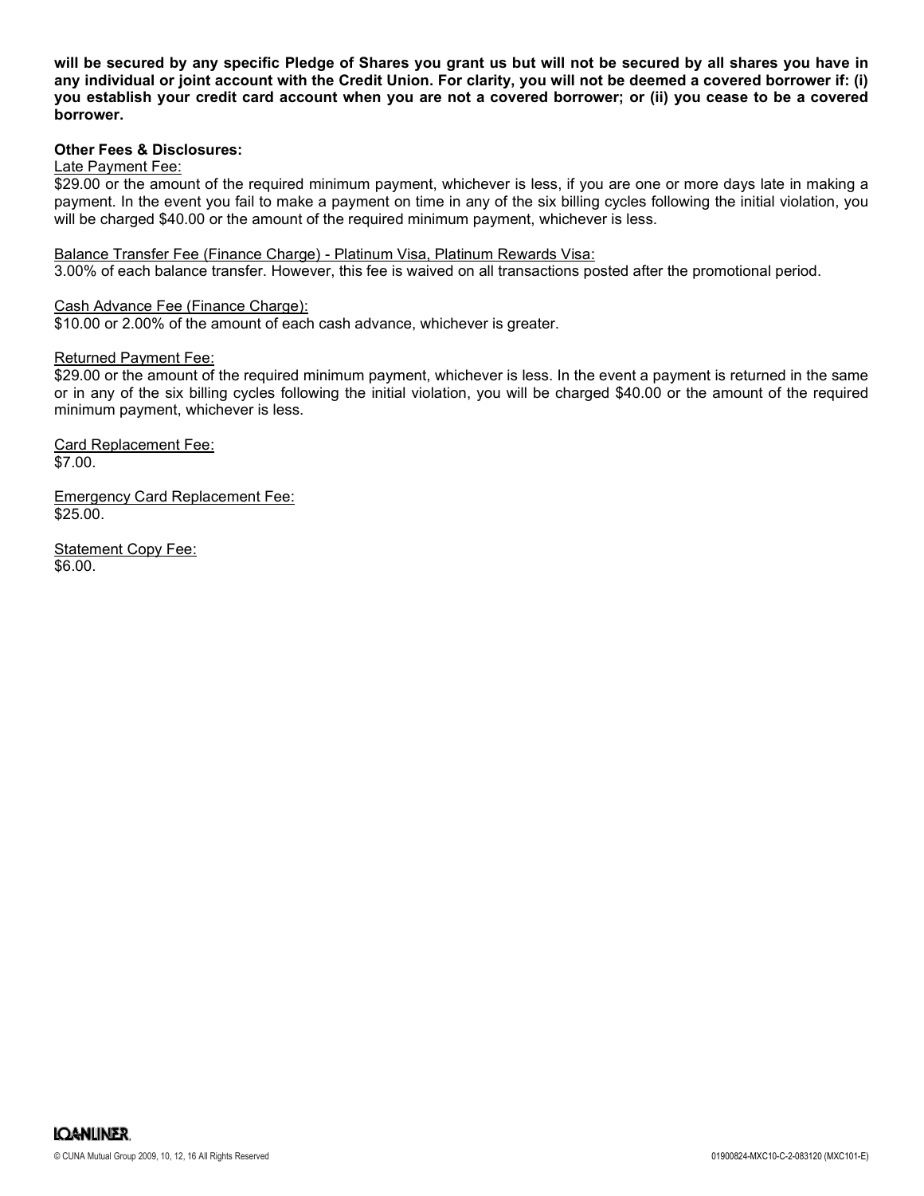**will be secured by any specific Pledge of Shares you grant us but will not be secured by all shares you have in any individual or joint account with the Credit Union. For clarity, you will not be deemed a covered borrower if: (i) you establish your credit card account when you are not a covered borrower; or (ii) you cease to be a covered borrower.**

**Other Fees & Disclosures:**

Late Payment Fee:
$29.00 or the amount of the required minimum payment, whichever is less, if you are one or more days late in making a payment. In the event you fail to make a payment on time in any of the six billing cycles following the initial violation, you will be charged $40.00 or the amount of the required minimum payment, whichever is less.

Balance Transfer Fee (Finance Charge) - Platinum Visa, Platinum Rewards Visa:
3.00% of each balance transfer. However, this fee is waived on all transactions posted after the promotional period.

Cash Advance Fee (Finance Charge):
$10.00 or 2.00% of the amount of each cash advance, whichever is greater.

Returned Payment Fee:
$29.00 or the amount of the required minimum payment, whichever is less. In the event a payment is returned in the same or in any of the six billing cycles following the initial violation, you will be charged $40.00 or the amount of the required minimum payment, whichever is less.

Card Replacement Fee:
$7.00.

Emergency Card Replacement Fee:
$25.00.

Statement Copy Fee:
$6.00.

LOANLINER

© CUNA Mutual Group 2009, 10, 12, 16 All Rights Reserved

01900824-MXC10-C-2-083120 (MXC101-E)